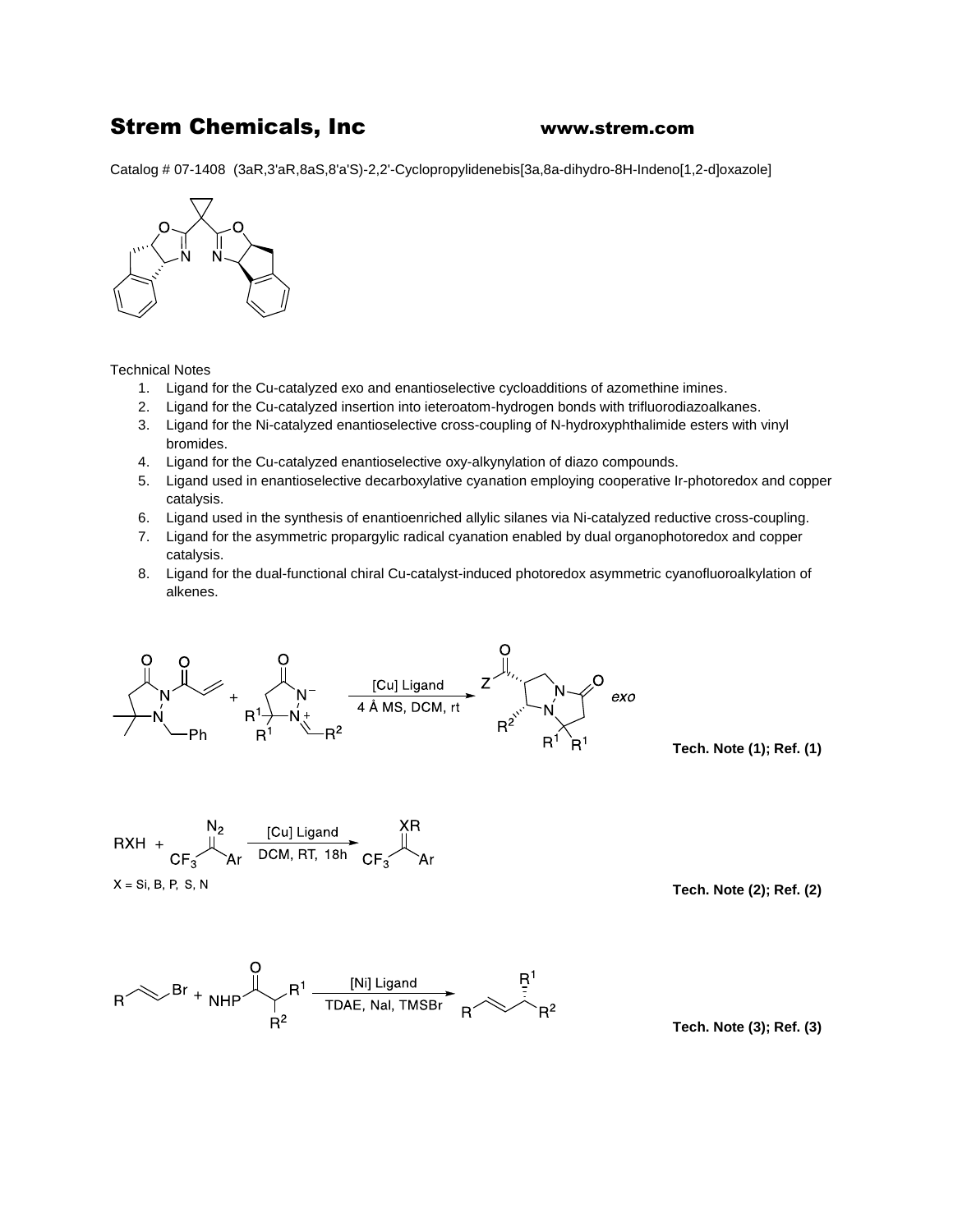# Strem Chemicals, Inc

www.strem.com

Catalog # 07-1408 (3aR,3'aR,8aS,8'a'S)-2,2'-Cyclopropylidenebis[3a,8a-dihydro-8H-Indeno[1,2-d]oxazole]

Technical Notes

1. Ligand for the Cu-catalyzed exo and enantioselective cycloadditions of azomethine imines.
2. Ligand for the Cu-catalyzed insertion into ieteroatom-hydrogen bonds with trifluorodiazoalkanes.
3. Ligand for the Ni-catalyzed enantioselective cross-coupling of N-hydroxyphthalimide esters with vinyl bromides.
4. Ligand for the Cu-catalyzed enantioselective oxy-alkynylation of diazo compounds.
5. Ligand used in enantioselective decarboxylative cyanation employing cooperative Ir-photoredox and copper catalysis.
6. Ligand used in the synthesis of enantioenriched allylic silanes via Ni-catalyzed reductive cross-coupling.
7. Ligand for the asymmetric propargylic radical cyanation enabled by dual organophotoredox and copper catalysis.
8. Ligand for the dual-functional chiral Cu-catalyst-induced photoredox asymmetric cyanofluoroalkylation of alkenes.

[Cu] Ligand, 4 Å MS, DCM, rt — *exo*

**Tech. Note (1); Ref. (1)**

$RXH + CF_3C(N_2)Ar \xrightarrow{\text{[Cu] Ligand, DCM, RT, 18h}} CF_3CH(XR)Ar$

X = Si, B, P, S, N

**Tech. Note (2); Ref. (2)**

[Ni] Ligand, TDAE, NaI, TMSBr

**Tech. Note (3); Ref. (3)**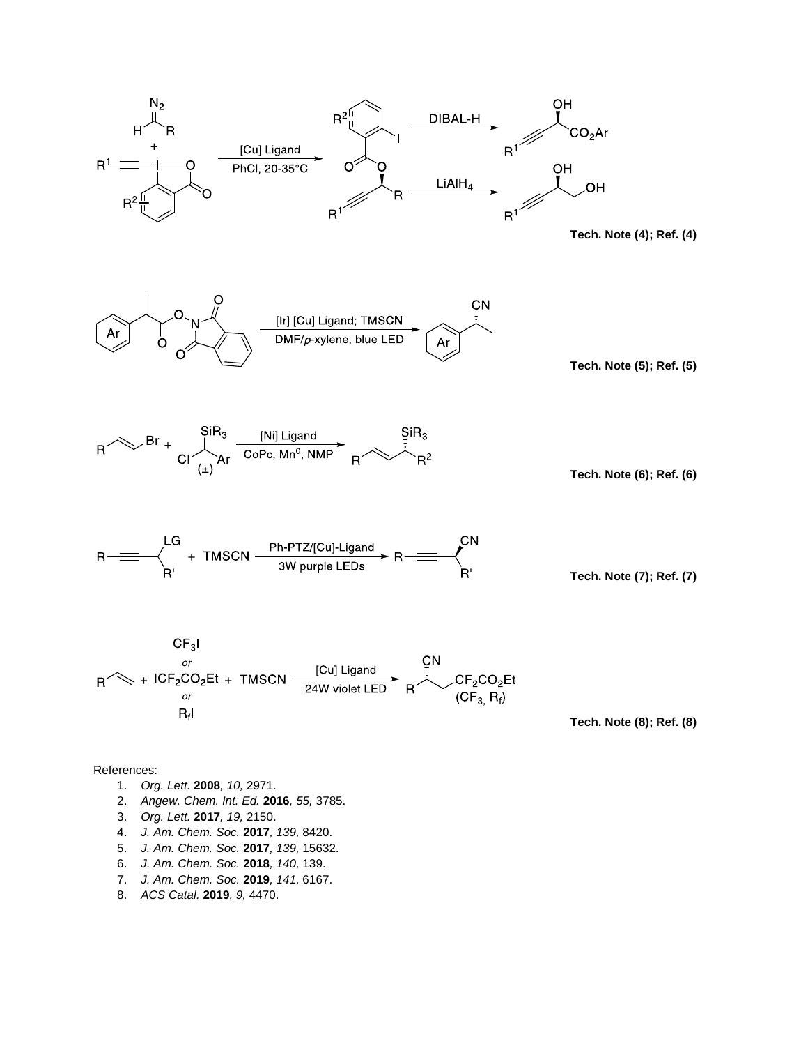Tech. Note (4); Ref. (4)

Tech. Note (5); Ref. (5)

Tech. Note (6); Ref. (6)

Tech. Note (7); Ref. (7)

Tech. Note (8); Ref. (8)

References:

1. *Org. Lett.* **2008**, *10,* 2971.
2. *Angew. Chem. Int. Ed.* **2016**, *55,* 3785.
3. *Org. Lett.* **2017**, *19,* 2150.
4. *J. Am. Chem. Soc.* **2017**, *139,* 8420.
5. *J. Am. Chem. Soc.* **2017**, *139,* 15632.
6. *J. Am. Chem. Soc.* **2018**, *140,* 139.
7. *J. Am. Chem. Soc.* **2019**, *141,* 6167.
8. *ACS Catal.* **2019**, *9,* 4470.